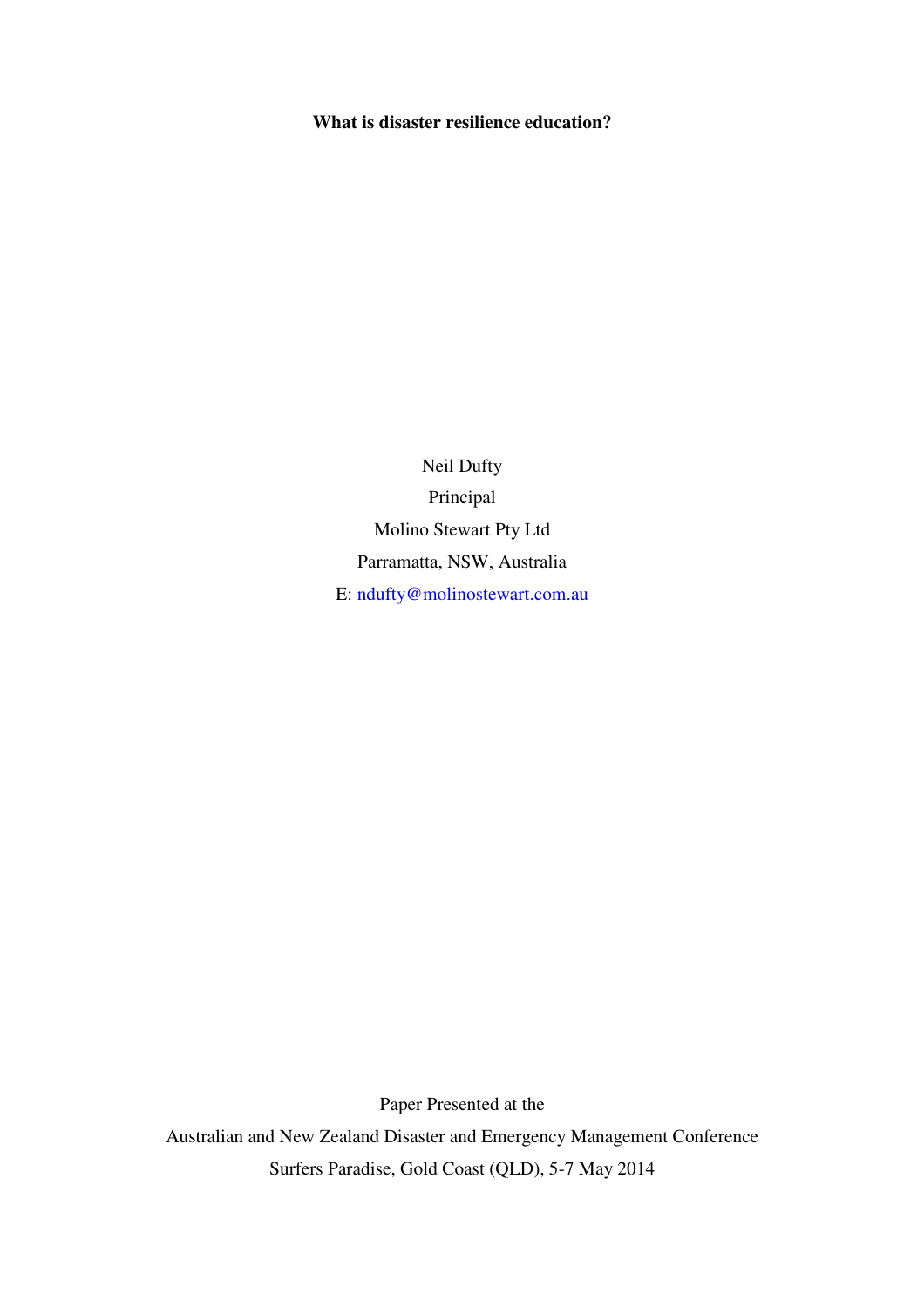# What is disaster resilience education?

Neil Dufty

Principal

Molino Stewart Pty Ltd

Parramatta, NSW, Australia

E: ndufty@molinostewart.com.au

Paper Presented at the

Australian and New Zealand Disaster and Emergency Management Conference

Surfers Paradise, Gold Coast (QLD), 5-7 May 2014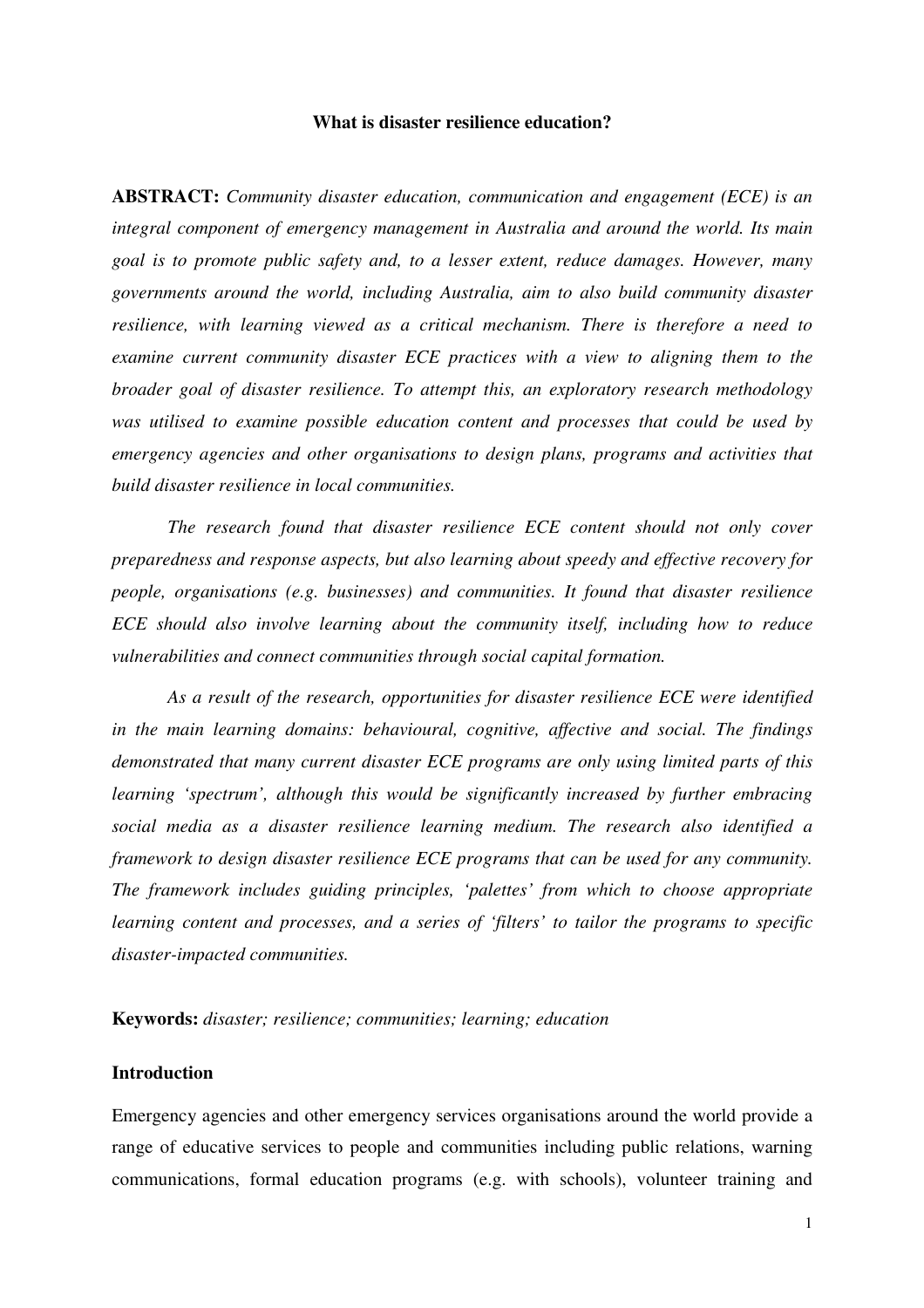**What is disaster resilience education?**

**ABSTRACT:** *Community disaster education, communication and engagement (ECE) is an integral component of emergency management in Australia and around the world. Its main goal is to promote public safety and, to a lesser extent, reduce damages. However, many governments around the world, including Australia, aim to also build community disaster resilience, with learning viewed as a critical mechanism. There is therefore a need to examine current community disaster ECE practices with a view to aligning them to the broader goal of disaster resilience. To attempt this, an exploratory research methodology was utilised to examine possible education content and processes that could be used by emergency agencies and other organisations to design plans, programs and activities that build disaster resilience in local communities.*

*The research found that disaster resilience ECE content should not only cover preparedness and response aspects, but also learning about speedy and effective recovery for people, organisations (e.g. businesses) and communities. It found that disaster resilience ECE should also involve learning about the community itself, including how to reduce vulnerabilities and connect communities through social capital formation.*

*As a result of the research, opportunities for disaster resilience ECE were identified in the main learning domains: behavioural, cognitive, affective and social. The findings demonstrated that many current disaster ECE programs are only using limited parts of this learning 'spectrum', although this would be significantly increased by further embracing social media as a disaster resilience learning medium. The research also identified a framework to design disaster resilience ECE programs that can be used for any community. The framework includes guiding principles, 'palettes' from which to choose appropriate learning content and processes, and a series of 'filters' to tailor the programs to specific disaster-impacted communities.*

**Keywords:** *disaster; resilience; communities; learning; education*

## Introduction

Emergency agencies and other emergency services organisations around the world provide a range of educative services to people and communities including public relations, warning communications, formal education programs (e.g. with schools), volunteer training and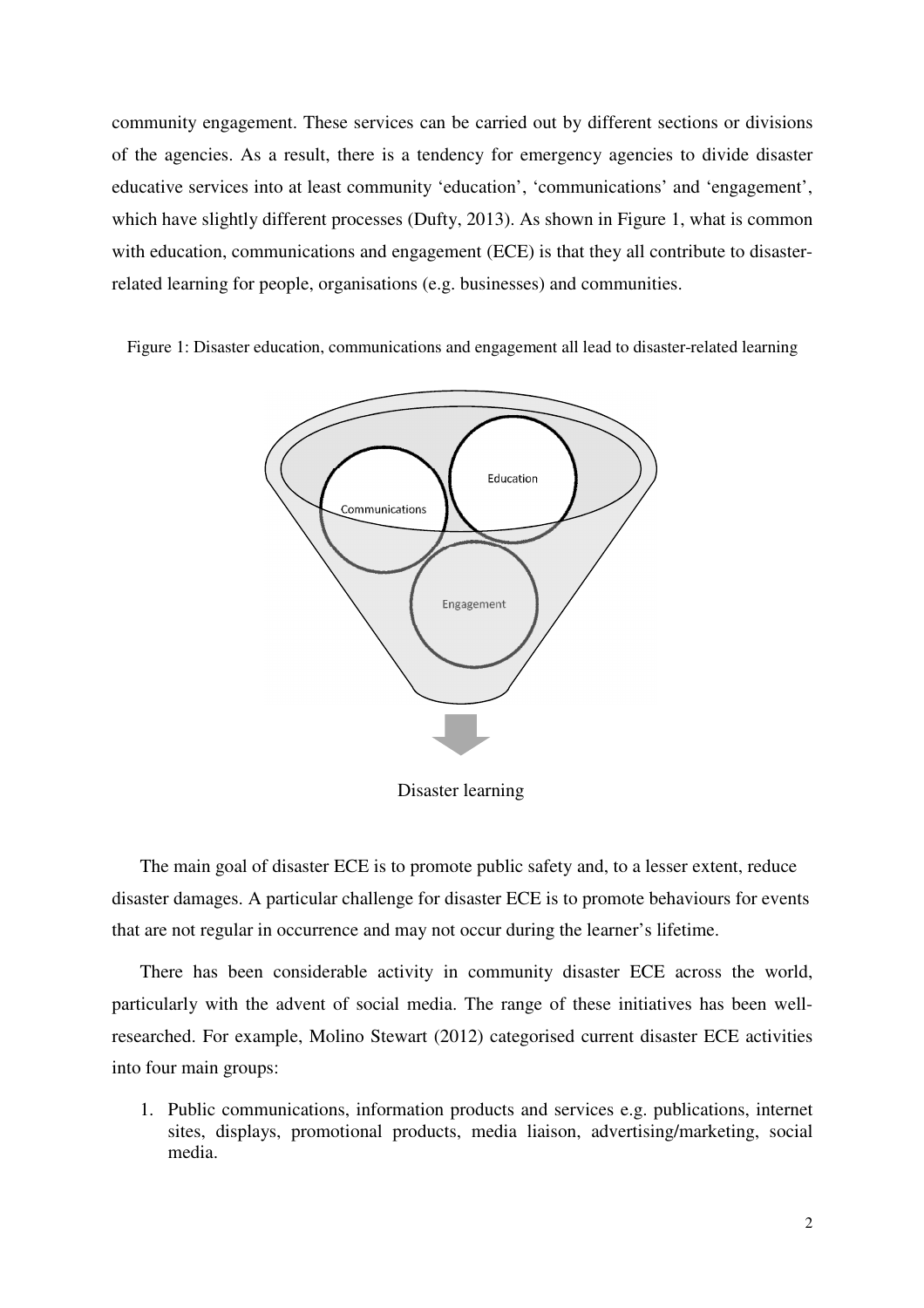community engagement. These services can be carried out by different sections or divisions of the agencies. As a result, there is a tendency for emergency agencies to divide disaster educative services into at least community 'education', 'communications' and 'engagement', which have slightly different processes (Dufty, 2013). As shown in Figure 1, what is common with education, communications and engagement (ECE) is that they all contribute to disaster-related learning for people, organisations (e.g. businesses) and communities.

Figure 1: Disaster education, communications and engagement all lead to disaster-related learning

Communications

Education

Engagement

Disaster learning

The main goal of disaster ECE is to promote public safety and, to a lesser extent, reduce disaster damages. A particular challenge for disaster ECE is to promote behaviours for events that are not regular in occurrence and may not occur during the learner's lifetime.

There has been considerable activity in community disaster ECE across the world, particularly with the advent of social media. The range of these initiatives has been well-researched. For example, Molino Stewart (2012) categorised current disaster ECE activities into four main groups:

1. Public communications, information products and services e.g. publications, internet sites, displays, promotional products, media liaison, advertising/marketing, social media.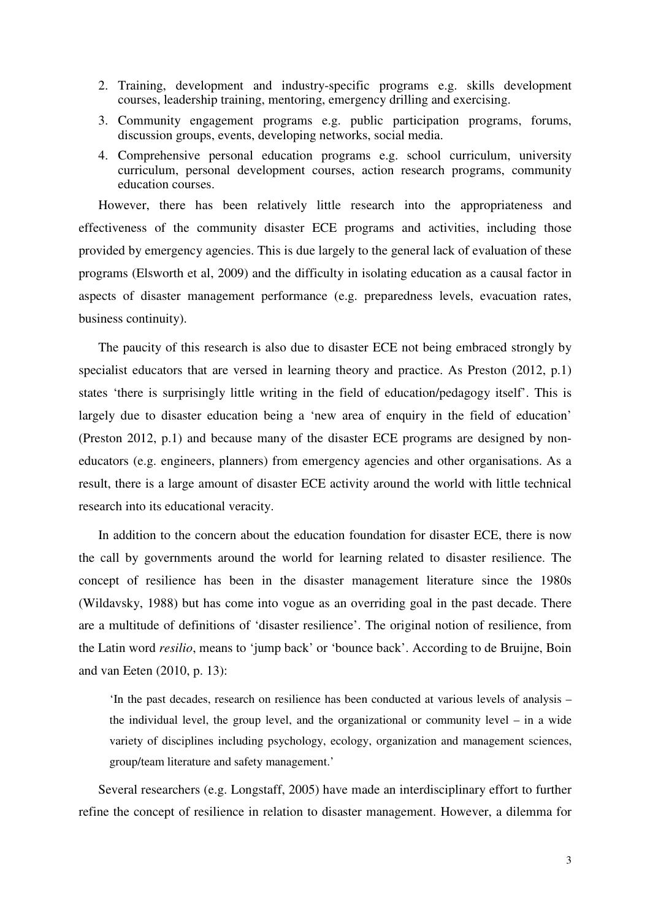2. Training, development and industry-specific programs e.g. skills development courses, leadership training, mentoring, emergency drilling and exercising.
3. Community engagement programs e.g. public participation programs, forums, discussion groups, events, developing networks, social media.
4. Comprehensive personal education programs e.g. school curriculum, university curriculum, personal development courses, action research programs, community education courses.

However, there has been relatively little research into the appropriateness and effectiveness of the community disaster ECE programs and activities, including those provided by emergency agencies. This is due largely to the general lack of evaluation of these programs (Elsworth et al, 2009) and the difficulty in isolating education as a causal factor in aspects of disaster management performance (e.g. preparedness levels, evacuation rates, business continuity).

The paucity of this research is also due to disaster ECE not being embraced strongly by specialist educators that are versed in learning theory and practice. As Preston (2012, p.1) states 'there is surprisingly little writing in the field of education/pedagogy itself'. This is largely due to disaster education being a 'new area of enquiry in the field of education' (Preston 2012, p.1) and because many of the disaster ECE programs are designed by non-educators (e.g. engineers, planners) from emergency agencies and other organisations. As a result, there is a large amount of disaster ECE activity around the world with little technical research into its educational veracity.

In addition to the concern about the education foundation for disaster ECE, there is now the call by governments around the world for learning related to disaster resilience. The concept of resilience has been in the disaster management literature since the 1980s (Wildavsky, 1988) but has come into vogue as an overriding goal in the past decade. There are a multitude of definitions of 'disaster resilience'. The original notion of resilience, from the Latin word *resilio*, means to 'jump back' or 'bounce back'. According to de Bruijne, Boin and van Eeten (2010, p. 13):

> 'In the past decades, research on resilience has been conducted at various levels of analysis – the individual level, the group level, and the organizational or community level – in a wide variety of disciplines including psychology, ecology, organization and management sciences, group/team literature and safety management.'

Several researchers (e.g. Longstaff, 2005) have made an interdisciplinary effort to further refine the concept of resilience in relation to disaster management. However, a dilemma for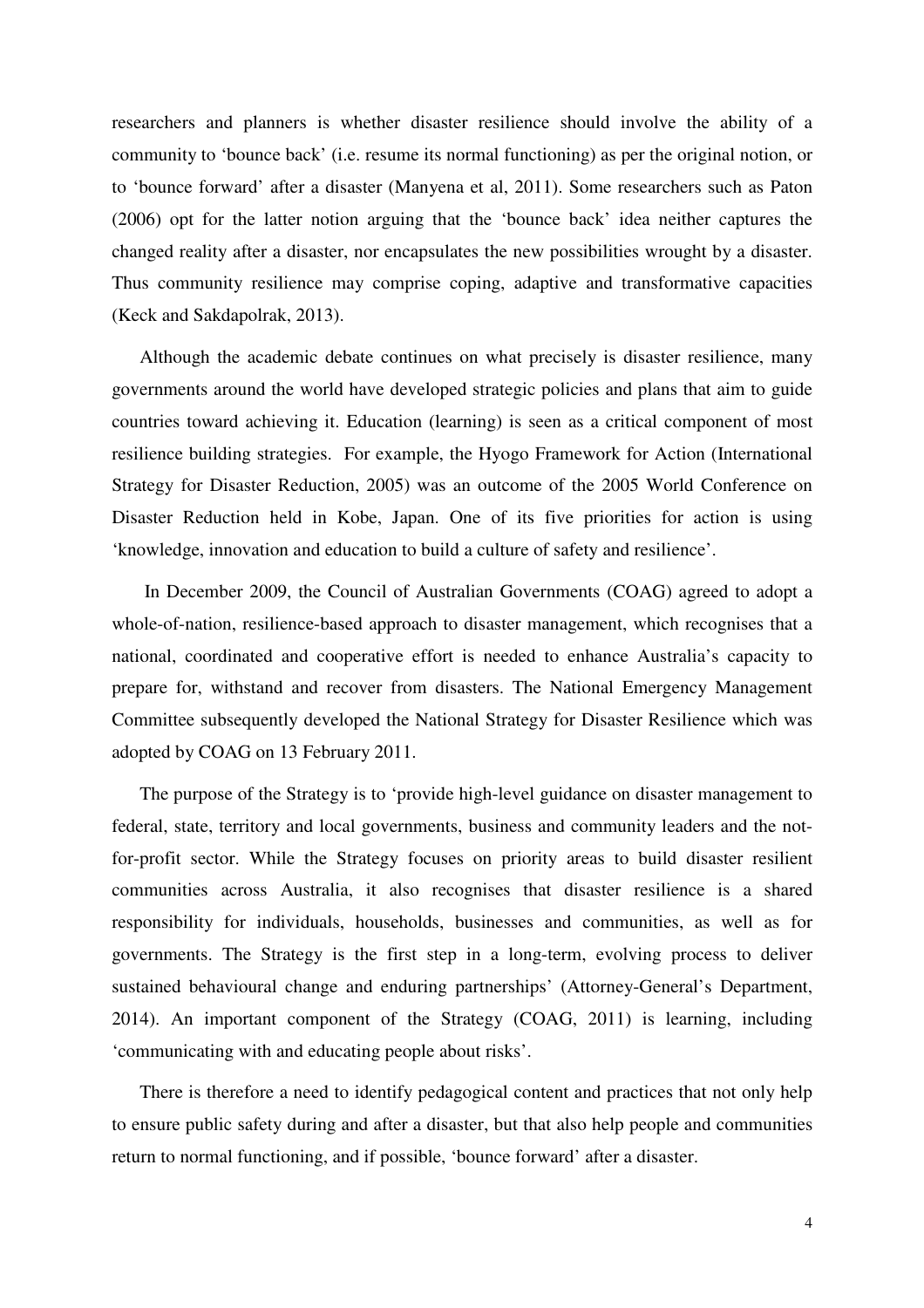researchers and planners is whether disaster resilience should involve the ability of a community to 'bounce back' (i.e. resume its normal functioning) as per the original notion, or to 'bounce forward' after a disaster (Manyena et al, 2011). Some researchers such as Paton (2006) opt for the latter notion arguing that the 'bounce back' idea neither captures the changed reality after a disaster, nor encapsulates the new possibilities wrought by a disaster. Thus community resilience may comprise coping, adaptive and transformative capacities (Keck and Sakdapolrak, 2013).

Although the academic debate continues on what precisely is disaster resilience, many governments around the world have developed strategic policies and plans that aim to guide countries toward achieving it. Education (learning) is seen as a critical component of most resilience building strategies. For example, the Hyogo Framework for Action (International Strategy for Disaster Reduction, 2005) was an outcome of the 2005 World Conference on Disaster Reduction held in Kobe, Japan. One of its five priorities for action is using 'knowledge, innovation and education to build a culture of safety and resilience'.

In December 2009, the Council of Australian Governments (COAG) agreed to adopt a whole-of-nation, resilience-based approach to disaster management, which recognises that a national, coordinated and cooperative effort is needed to enhance Australia's capacity to prepare for, withstand and recover from disasters. The National Emergency Management Committee subsequently developed the National Strategy for Disaster Resilience which was adopted by COAG on 13 February 2011.

The purpose of the Strategy is to 'provide high-level guidance on disaster management to federal, state, territory and local governments, business and community leaders and the not-for-profit sector. While the Strategy focuses on priority areas to build disaster resilient communities across Australia, it also recognises that disaster resilience is a shared responsibility for individuals, households, businesses and communities, as well as for governments. The Strategy is the first step in a long-term, evolving process to deliver sustained behavioural change and enduring partnerships' (Attorney-General's Department, 2014). An important component of the Strategy (COAG, 2011) is learning, including 'communicating with and educating people about risks'.

There is therefore a need to identify pedagogical content and practices that not only help to ensure public safety during and after a disaster, but that also help people and communities return to normal functioning, and if possible, 'bounce forward' after a disaster.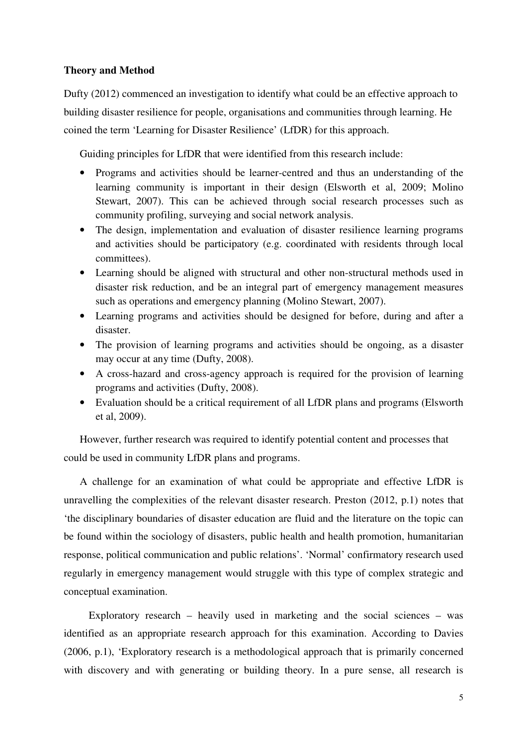**Theory and Method**

Dufty (2012) commenced an investigation to identify what could be an effective approach to building disaster resilience for people, organisations and communities through learning. He coined the term 'Learning for Disaster Resilience' (LfDR) for this approach.

Guiding principles for LfDR that were identified from this research include:

- Programs and activities should be learner-centred and thus an understanding of the learning community is important in their design (Elsworth et al, 2009; Molino Stewart, 2007). This can be achieved through social research processes such as community profiling, surveying and social network analysis.
- The design, implementation and evaluation of disaster resilience learning programs and activities should be participatory (e.g. coordinated with residents through local committees).
- Learning should be aligned with structural and other non-structural methods used in disaster risk reduction, and be an integral part of emergency management measures such as operations and emergency planning (Molino Stewart, 2007).
- Learning programs and activities should be designed for before, during and after a disaster.
- The provision of learning programs and activities should be ongoing, as a disaster may occur at any time (Dufty, 2008).
- A cross-hazard and cross-agency approach is required for the provision of learning programs and activities (Dufty, 2008).
- Evaluation should be a critical requirement of all LfDR plans and programs (Elsworth et al, 2009).

However, further research was required to identify potential content and processes that could be used in community LfDR plans and programs.

A challenge for an examination of what could be appropriate and effective LfDR is unravelling the complexities of the relevant disaster research. Preston (2012, p.1) notes that 'the disciplinary boundaries of disaster education are fluid and the literature on the topic can be found within the sociology of disasters, public health and health promotion, humanitarian response, political communication and public relations'. 'Normal' confirmatory research used regularly in emergency management would struggle with this type of complex strategic and conceptual examination.

Exploratory research – heavily used in marketing and the social sciences – was identified as an appropriate research approach for this examination. According to Davies (2006, p.1), 'Exploratory research is a methodological approach that is primarily concerned with discovery and with generating or building theory. In a pure sense, all research is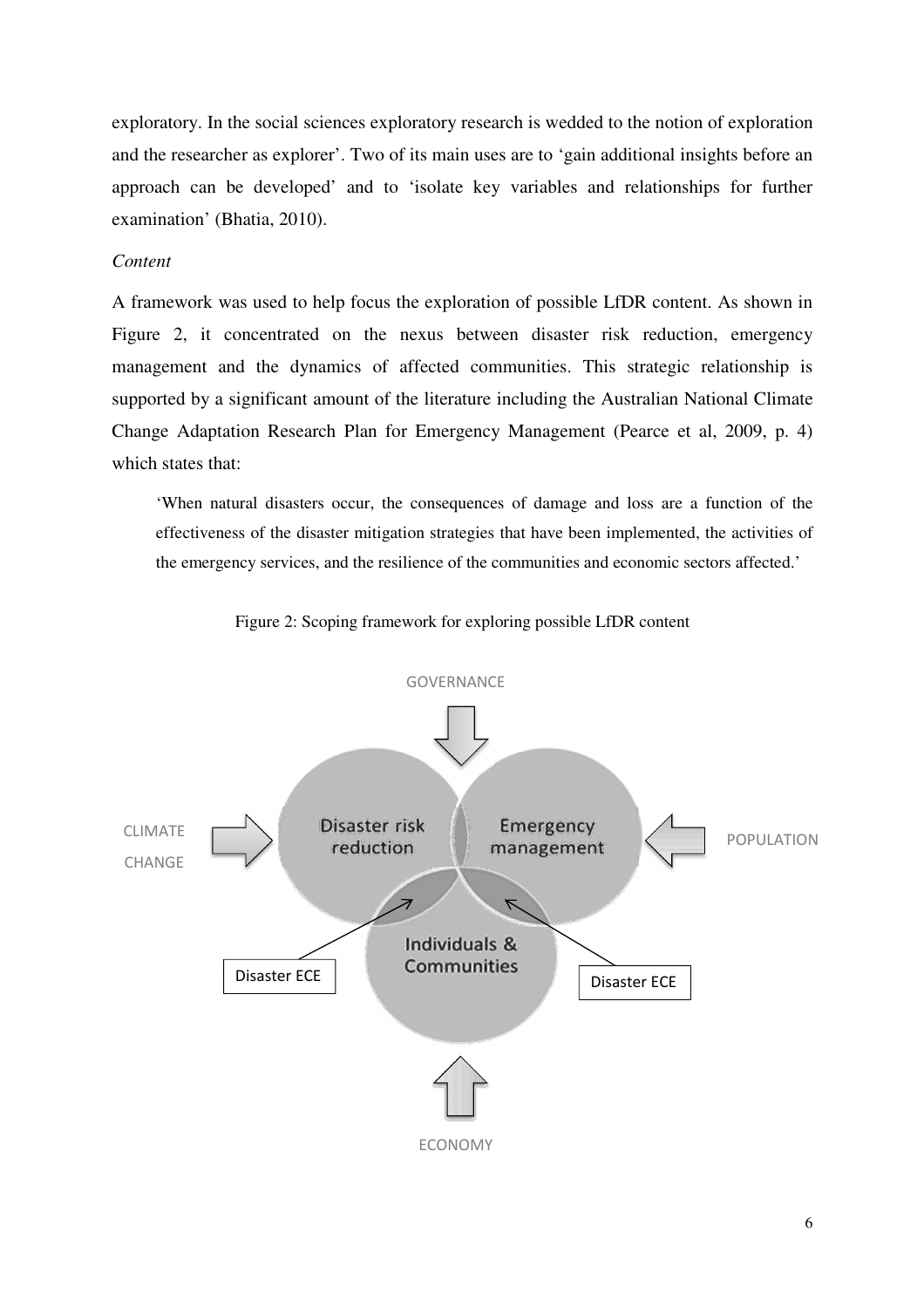exploratory. In the social sciences exploratory research is wedded to the notion of exploration and the researcher as explorer'. Two of its main uses are to 'gain additional insights before an approach can be developed' and to 'isolate key variables and relationships for further examination' (Bhatia, 2010).

*Content*

A framework was used to help focus the exploration of possible LfDR content. As shown in Figure 2, it concentrated on the nexus between disaster risk reduction, emergency management and the dynamics of affected communities. This strategic relationship is supported by a significant amount of the literature including the Australian National Climate Change Adaptation Research Plan for Emergency Management (Pearce et al, 2009, p. 4) which states that:

> 'When natural disasters occur, the consequences of damage and loss are a function of the effectiveness of the disaster mitigation strategies that have been implemented, the activities of the emergency services, and the resilience of the communities and economic sectors affected.'

Figure 2: Scoping framework for exploring possible LfDR content

GOVERNANCE

CLIMATE CHANGE

Disaster risk reduction

Emergency management

POPULATION

Individuals & Communities

Disaster ECE

Disaster ECE

ECONOMY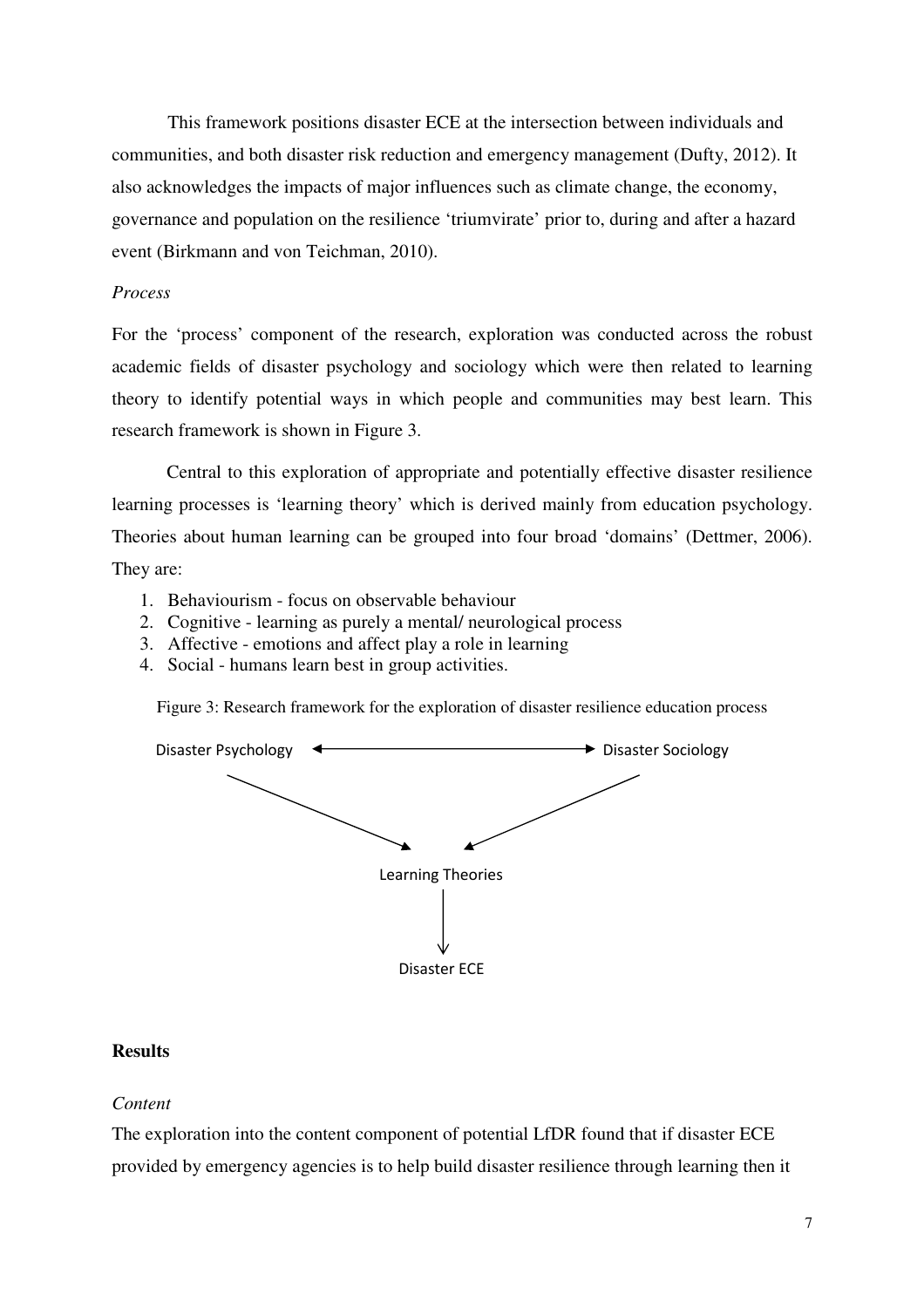This framework positions disaster ECE at the intersection between individuals and communities, and both disaster risk reduction and emergency management (Dufty, 2012). It also acknowledges the impacts of major influences such as climate change, the economy, governance and population on the resilience 'triumvirate' prior to, during and after a hazard event (Birkmann and von Teichman, 2010).

*Process*

For the 'process' component of the research, exploration was conducted across the robust academic fields of disaster psychology and sociology which were then related to learning theory to identify potential ways in which people and communities may best learn. This research framework is shown in Figure 3.

Central to this exploration of appropriate and potentially effective disaster resilience learning processes is 'learning theory' which is derived mainly from education psychology. Theories about human learning can be grouped into four broad 'domains' (Dettmer, 2006). They are:

1. Behaviourism - focus on observable behaviour
2. Cognitive - learning as purely a mental/ neurological process
3. Affective - emotions and affect play a role in learning
4. Social - humans learn best in group activities.

Figure 3: Research framework for the exploration of disaster resilience education process

Disaster Psychology ↔ Disaster Sociology

↓

Learning Theories

↓

Disaster ECE

**Results**

*Content*

The exploration into the content component of potential LfDR found that if disaster ECE provided by emergency agencies is to help build disaster resilience through learning then it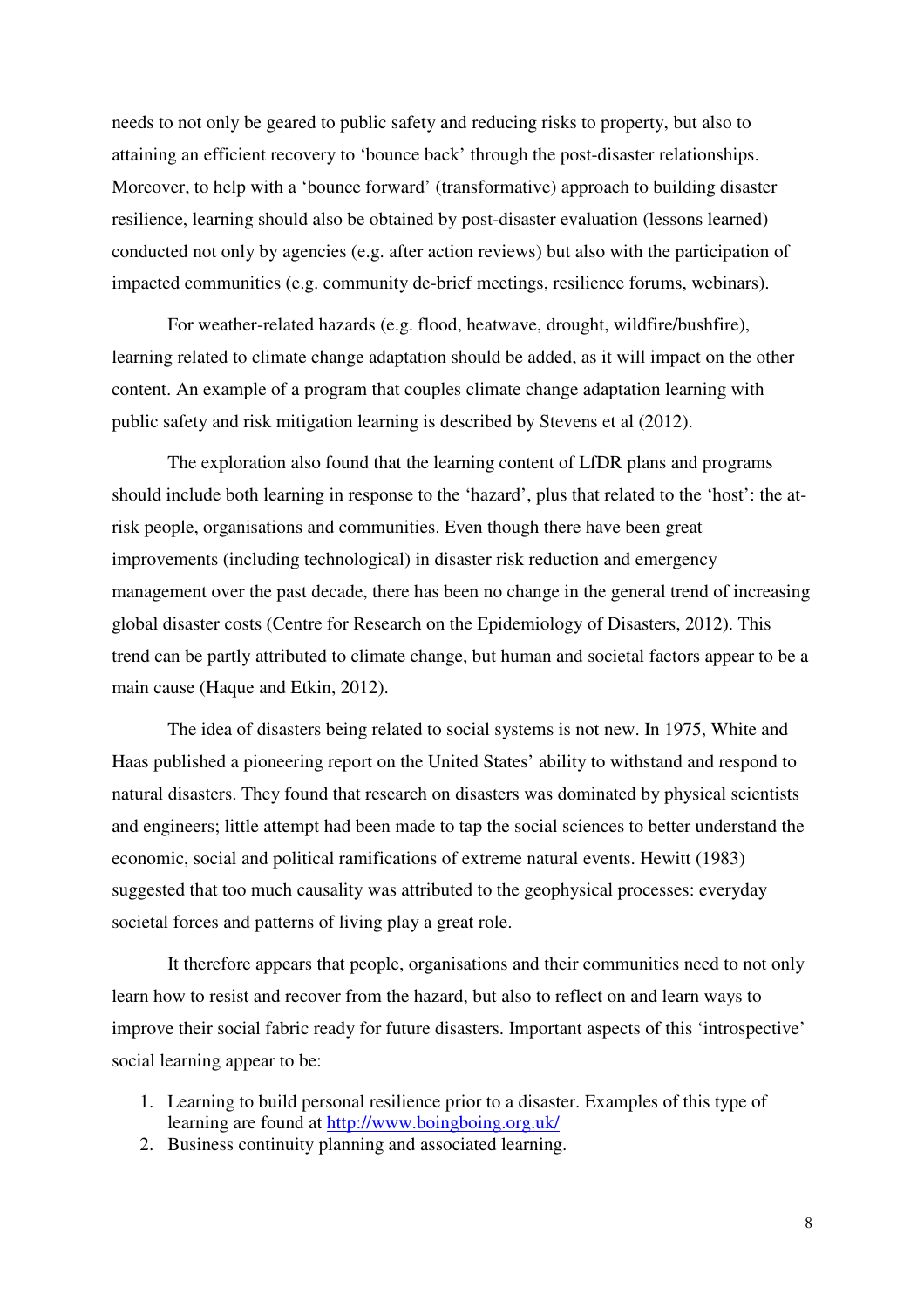needs to not only be geared to public safety and reducing risks to property, but also to attaining an efficient recovery to 'bounce back' through the post-disaster relationships. Moreover, to help with a 'bounce forward' (transformative) approach to building disaster resilience, learning should also be obtained by post-disaster evaluation (lessons learned) conducted not only by agencies (e.g. after action reviews) but also with the participation of impacted communities (e.g. community de-brief meetings, resilience forums, webinars).

For weather-related hazards (e.g. flood, heatwave, drought, wildfire/bushfire), learning related to climate change adaptation should be added, as it will impact on the other content. An example of a program that couples climate change adaptation learning with public safety and risk mitigation learning is described by Stevens et al (2012).

The exploration also found that the learning content of LfDR plans and programs should include both learning in response to the 'hazard', plus that related to the 'host': the at-risk people, organisations and communities. Even though there have been great improvements (including technological) in disaster risk reduction and emergency management over the past decade, there has been no change in the general trend of increasing global disaster costs (Centre for Research on the Epidemiology of Disasters, 2012). This trend can be partly attributed to climate change, but human and societal factors appear to be a main cause (Haque and Etkin, 2012).

The idea of disasters being related to social systems is not new. In 1975, White and Haas published a pioneering report on the United States' ability to withstand and respond to natural disasters. They found that research on disasters was dominated by physical scientists and engineers; little attempt had been made to tap the social sciences to better understand the economic, social and political ramifications of extreme natural events. Hewitt (1983) suggested that too much causality was attributed to the geophysical processes: everyday societal forces and patterns of living play a great role.

It therefore appears that people, organisations and their communities need to not only learn how to resist and recover from the hazard, but also to reflect on and learn ways to improve their social fabric ready for future disasters. Important aspects of this 'introspective' social learning appear to be:

1. Learning to build personal resilience prior to a disaster. Examples of this type of learning are found at http://www.boingboing.org.uk/
2. Business continuity planning and associated learning.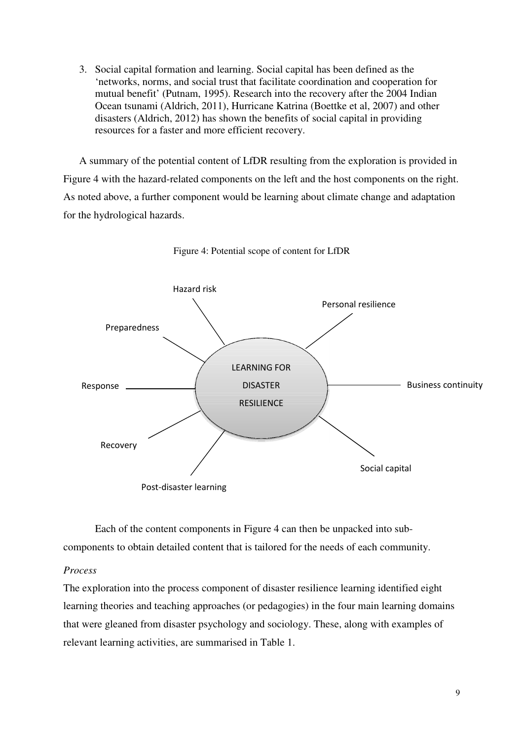3. Social capital formation and learning. Social capital has been defined as the 'networks, norms, and social trust that facilitate coordination and cooperation for mutual benefit' (Putnam, 1995). Research into the recovery after the 2004 Indian Ocean tsunami (Aldrich, 2011), Hurricane Katrina (Boettke et al, 2007) and other disasters (Aldrich, 2012) has shown the benefits of social capital in providing resources for a faster and more efficient recovery.

A summary of the potential content of LfDR resulting from the exploration is provided in Figure 4 with the hazard-related components on the left and the host components on the right. As noted above, a further component would be learning about climate change and adaptation for the hydrological hazards.

Figure 4: Potential scope of content for LfDR

Hazard risk

Personal resilience

Preparedness

LEARNING FOR DISASTER RESILIENCE

Response

Business continuity

Recovery

Social capital

Post-disaster learning

Each of the content components in Figure 4 can then be unpacked into sub-components to obtain detailed content that is tailored for the needs of each community.

*Process*

The exploration into the process component of disaster resilience learning identified eight learning theories and teaching approaches (or pedagogies) in the four main learning domains that were gleaned from disaster psychology and sociology. These, along with examples of relevant learning activities, are summarised in Table 1.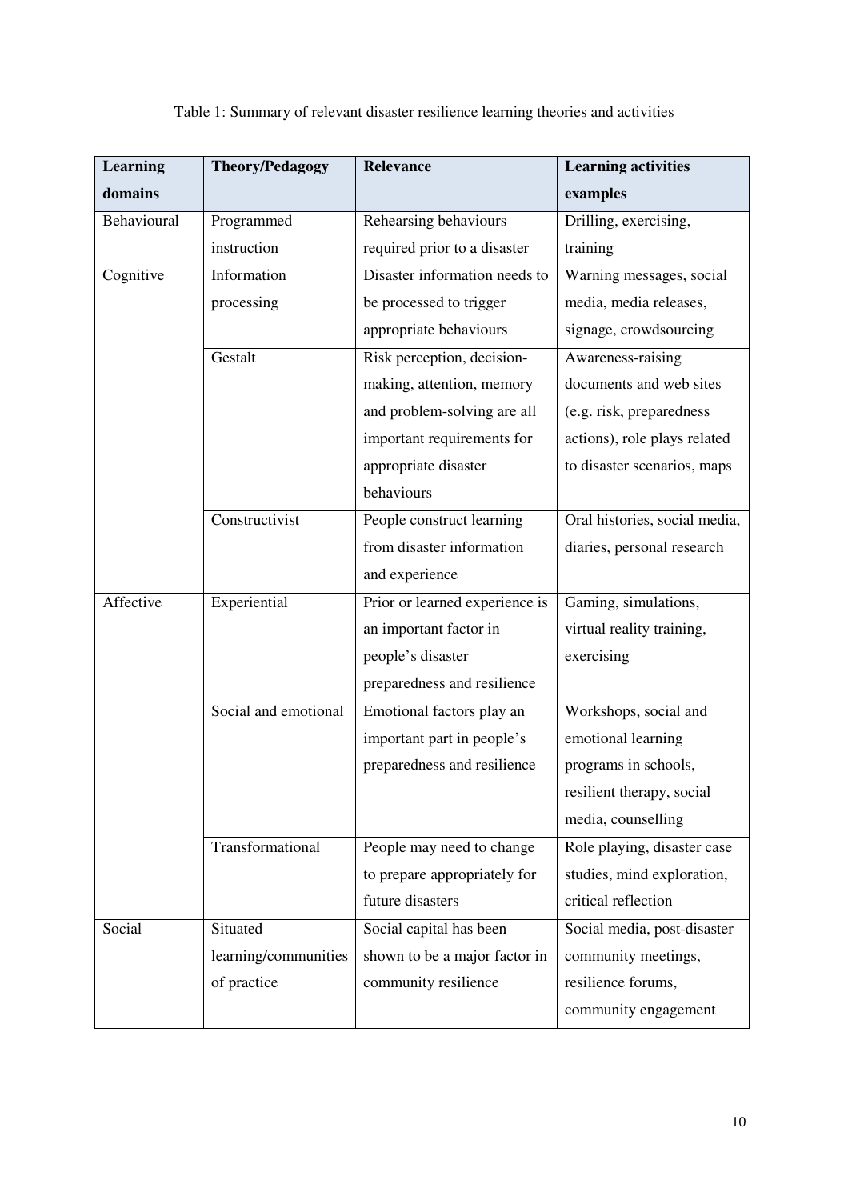Table 1: Summary of relevant disaster resilience learning theories and activities

| Learning domains | Theory/Pedagogy | Relevance | Learning activities examples |
|---|---|---|---|
| Behavioural | Programmed instruction | Rehearsing behaviours required prior to a disaster | Drilling, exercising, training |
| Cognitive | Information processing | Disaster information needs to be processed to trigger appropriate behaviours | Warning messages, social media, media releases, signage, crowdsourcing |
| | Gestalt | Risk perception, decision-making, attention, memory and problem-solving are all important requirements for appropriate disaster behaviours | Awareness-raising documents and web sites (e.g. risk, preparedness actions), role plays related to disaster scenarios, maps |
| | Constructivist | People construct learning from disaster information and experience | Oral histories, social media, diaries, personal research |
| Affective | Experiential | Prior or learned experience is an important factor in people's disaster preparedness and resilience | Gaming, simulations, virtual reality training, exercising |
| | Social and emotional | Emotional factors play an important part in people's preparedness and resilience | Workshops, social and emotional learning programs in schools, resilient therapy, social media, counselling |
| | Transformational | People may need to change to prepare appropriately for future disasters | Role playing, disaster case studies, mind exploration, critical reflection |
| Social | Situated learning/communities of practice | Social capital has been shown to be a major factor in community resilience | Social media, post-disaster community meetings, resilience forums, community engagement |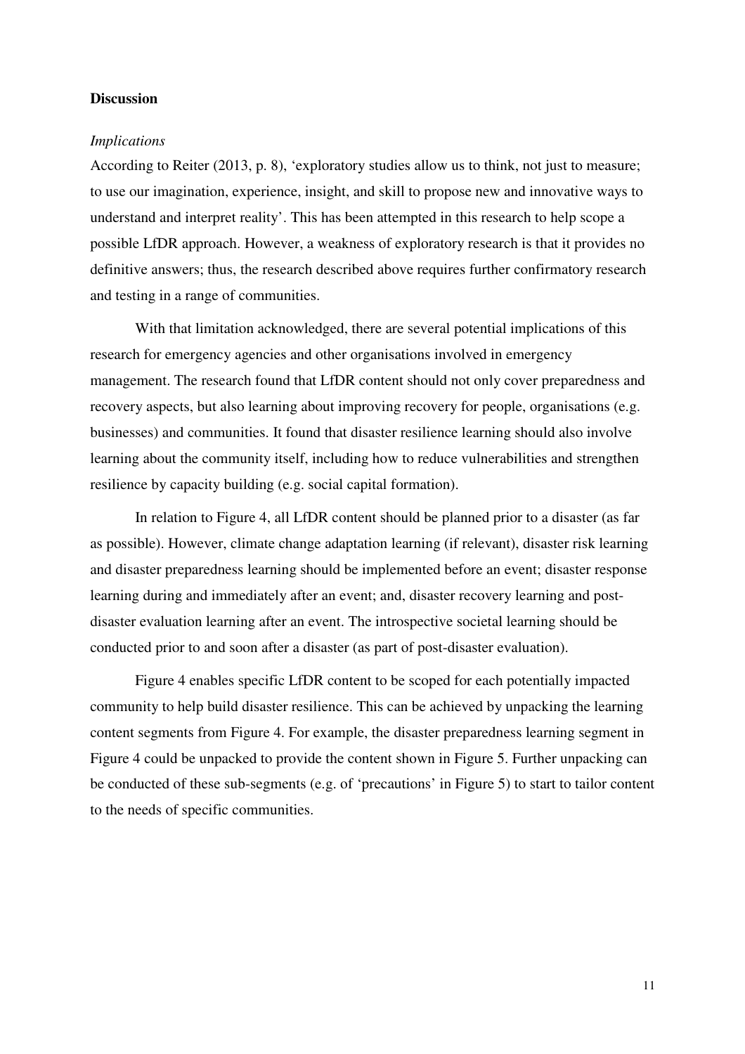## Discussion

### *Implications*

According to Reiter (2013, p. 8), 'exploratory studies allow us to think, not just to measure; to use our imagination, experience, insight, and skill to propose new and innovative ways to understand and interpret reality'. This has been attempted in this research to help scope a possible LfDR approach. However, a weakness of exploratory research is that it provides no definitive answers; thus, the research described above requires further confirmatory research and testing in a range of communities.

With that limitation acknowledged, there are several potential implications of this research for emergency agencies and other organisations involved in emergency management. The research found that LfDR content should not only cover preparedness and recovery aspects, but also learning about improving recovery for people, organisations (e.g. businesses) and communities. It found that disaster resilience learning should also involve learning about the community itself, including how to reduce vulnerabilities and strengthen resilience by capacity building (e.g. social capital formation).

In relation to Figure 4, all LfDR content should be planned prior to a disaster (as far as possible). However, climate change adaptation learning (if relevant), disaster risk learning and disaster preparedness learning should be implemented before an event; disaster response learning during and immediately after an event; and, disaster recovery learning and post-disaster evaluation learning after an event. The introspective societal learning should be conducted prior to and soon after a disaster (as part of post-disaster evaluation).

Figure 4 enables specific LfDR content to be scoped for each potentially impacted community to help build disaster resilience. This can be achieved by unpacking the learning content segments from Figure 4. For example, the disaster preparedness learning segment in Figure 4 could be unpacked to provide the content shown in Figure 5. Further unpacking can be conducted of these sub-segments (e.g. of 'precautions' in Figure 5) to start to tailor content to the needs of specific communities.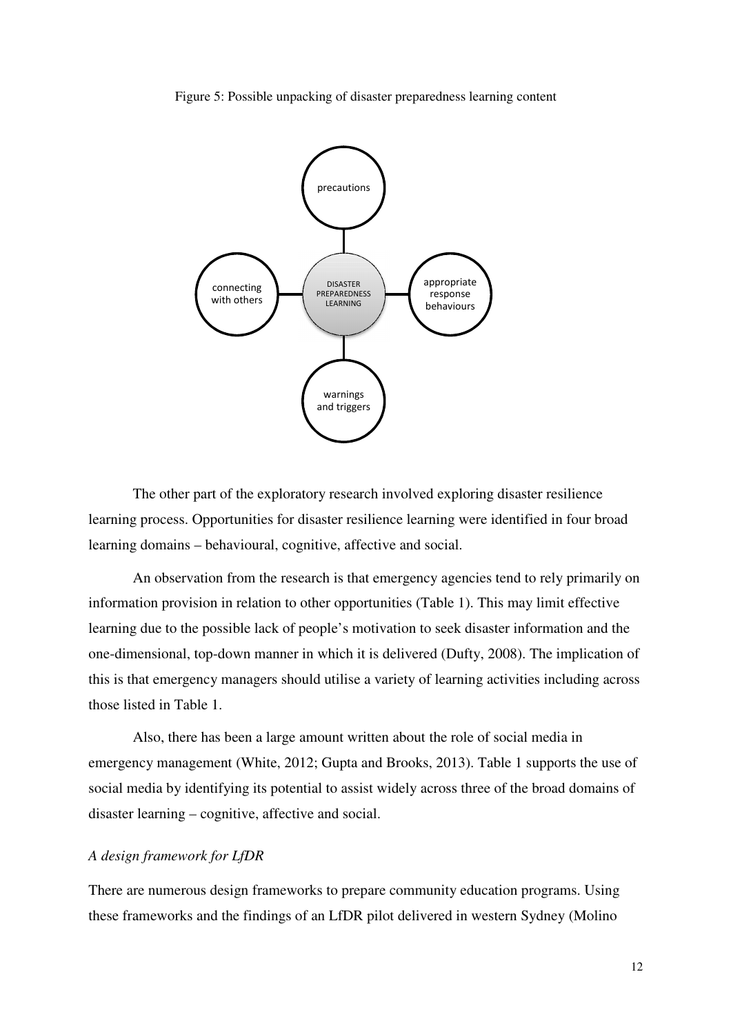Figure 5: Possible unpacking of disaster preparedness learning content

The other part of the exploratory research involved exploring disaster resilience learning process. Opportunities for disaster resilience learning were identified in four broad learning domains – behavioural, cognitive, affective and social.

An observation from the research is that emergency agencies tend to rely primarily on information provision in relation to other opportunities (Table 1). This may limit effective learning due to the possible lack of people's motivation to seek disaster information and the one-dimensional, top-down manner in which it is delivered (Dufty, 2008). The implication of this is that emergency managers should utilise a variety of learning activities including across those listed in Table 1.

Also, there has been a large amount written about the role of social media in emergency management (White, 2012; Gupta and Brooks, 2013). Table 1 supports the use of social media by identifying its potential to assist widely across three of the broad domains of disaster learning – cognitive, affective and social.

### *A design framework for LfDR*

There are numerous design frameworks to prepare community education programs. Using these frameworks and the findings of an LfDR pilot delivered in western Sydney (Molino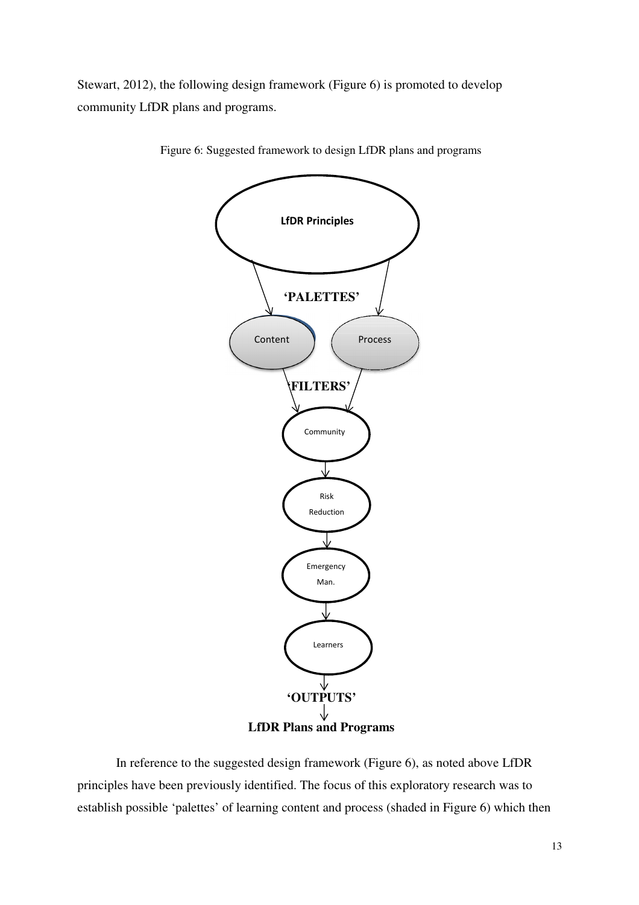Stewart, 2012), the following design framework (Figure 6) is promoted to develop community LfDR plans and programs.

Figure 6: Suggested framework to design LfDR plans and programs

**LfDR Principles**

**'PALETTES'**

Content | Process

**'FILTERS'**

Community

Risk Reduction

Emergency Man.

Learners

**'OUTPUTS'**

**LfDR Plans and Programs**

In reference to the suggested design framework (Figure 6), as noted above LfDR principles have been previously identified. The focus of this exploratory research was to establish possible 'palettes' of learning content and process (shaded in Figure 6) which then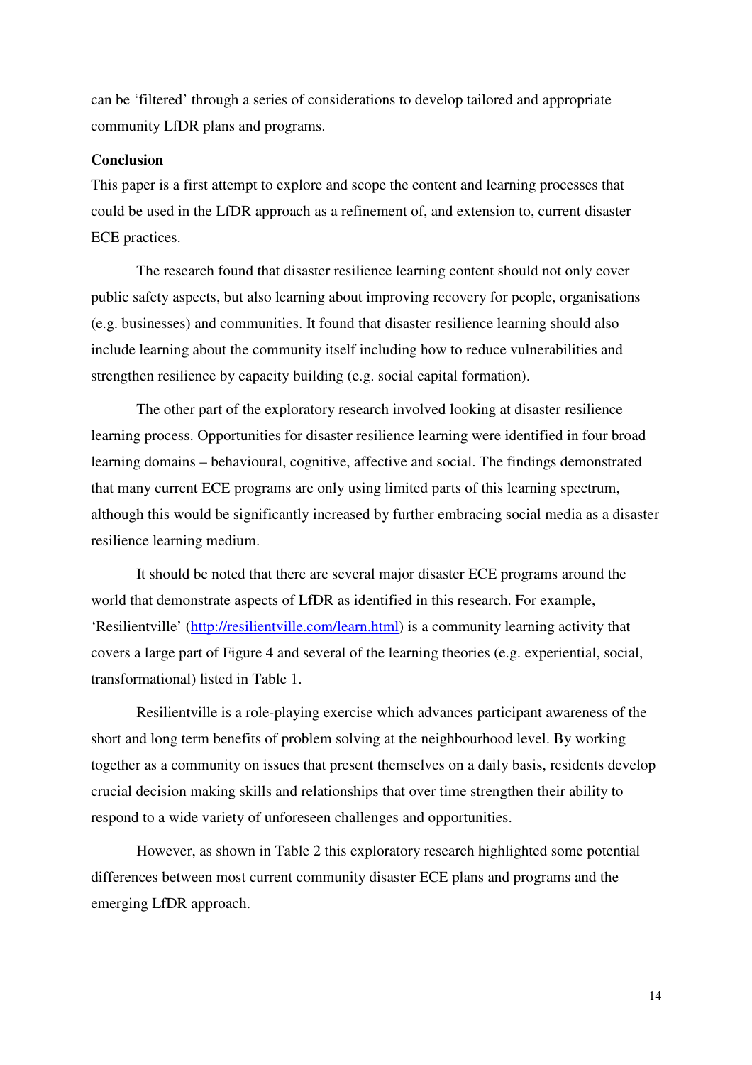can be 'filtered' through a series of considerations to develop tailored and appropriate community LfDR plans and programs.

**Conclusion**

This paper is a first attempt to explore and scope the content and learning processes that could be used in the LfDR approach as a refinement of, and extension to, current disaster ECE practices.

The research found that disaster resilience learning content should not only cover public safety aspects, but also learning about improving recovery for people, organisations (e.g. businesses) and communities. It found that disaster resilience learning should also include learning about the community itself including how to reduce vulnerabilities and strengthen resilience by capacity building (e.g. social capital formation).

The other part of the exploratory research involved looking at disaster resilience learning process. Opportunities for disaster resilience learning were identified in four broad learning domains – behavioural, cognitive, affective and social. The findings demonstrated that many current ECE programs are only using limited parts of this learning spectrum, although this would be significantly increased by further embracing social media as a disaster resilience learning medium.

It should be noted that there are several major disaster ECE programs around the world that demonstrate aspects of LfDR as identified in this research. For example, 'Resilientville' (http://resilientville.com/learn.html) is a community learning activity that covers a large part of Figure 4 and several of the learning theories (e.g. experiential, social, transformational) listed in Table 1.

Resilientville is a role-playing exercise which advances participant awareness of the short and long term benefits of problem solving at the neighbourhood level. By working together as a community on issues that present themselves on a daily basis, residents develop crucial decision making skills and relationships that over time strengthen their ability to respond to a wide variety of unforeseen challenges and opportunities.

However, as shown in Table 2 this exploratory research highlighted some potential differences between most current community disaster ECE plans and programs and the emerging LfDR approach.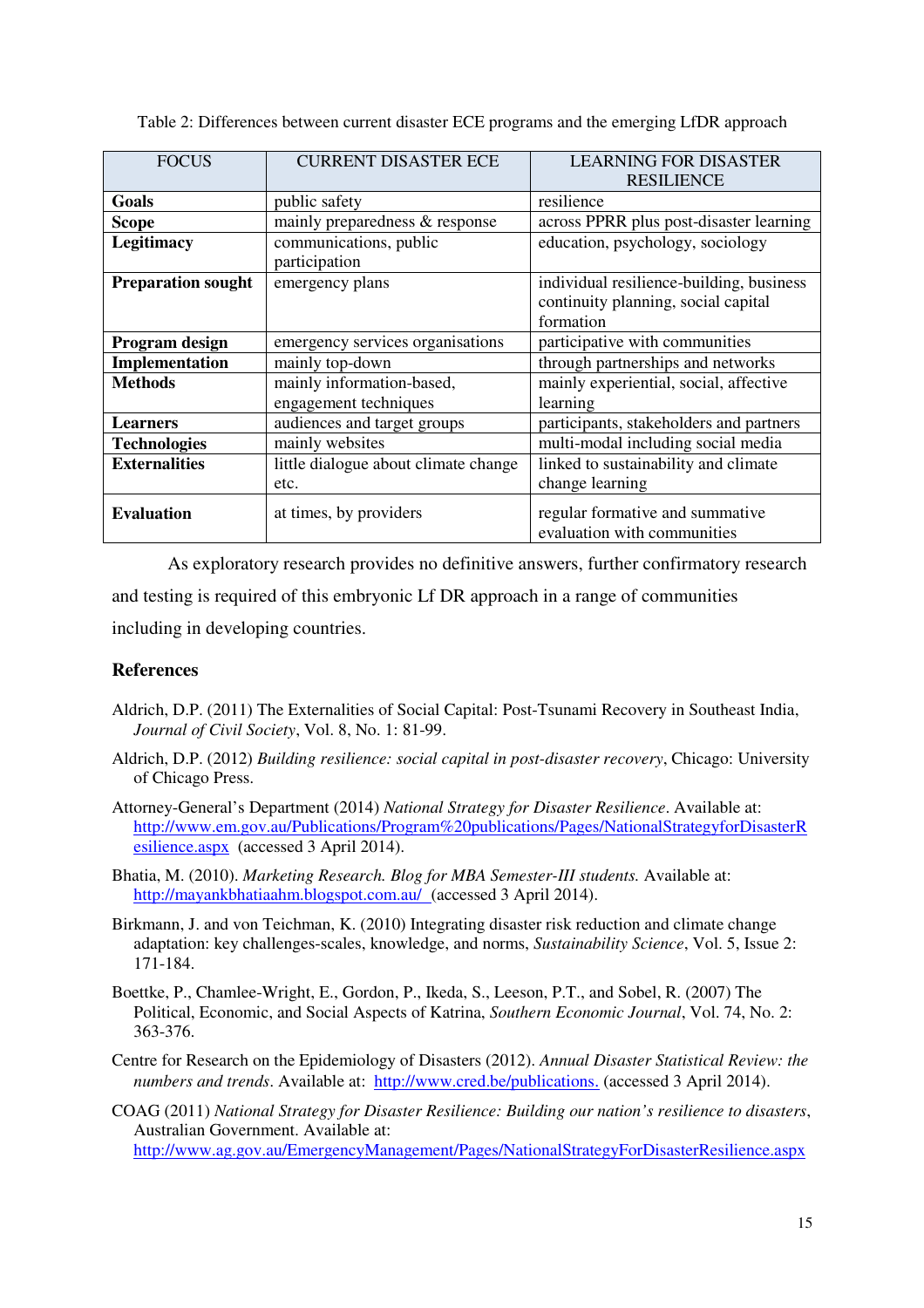Table 2: Differences between current disaster ECE programs and the emerging LfDR approach

| FOCUS | CURRENT DISASTER ECE | LEARNING FOR DISASTER RESILIENCE |
|---|---|---|
| **Goals** | public safety | resilience |
| **Scope** | mainly preparedness & response | across PPRR plus post-disaster learning |
| **Legitimacy** | communications, public participation | education, psychology, sociology |
| **Preparation sought** | emergency plans | individual resilience-building, business continuity planning, social capital formation |
| **Program design** | emergency services organisations | participative with communities |
| **Implementation** | mainly top-down | through partnerships and networks |
| **Methods** | mainly information-based, engagement techniques | mainly experiential, social, affective learning |
| **Learners** | audiences and target groups | participants, stakeholders and partners |
| **Technologies** | mainly websites | multi-modal including social media |
| **Externalities** | little dialogue about climate change etc. | linked to sustainability and climate change learning |
| **Evaluation** | at times, by providers | regular formative and summative evaluation with communities |

As exploratory research provides no definitive answers, further confirmatory research and testing is required of this embryonic Lf DR approach in a range of communities including in developing countries.

## References

Aldrich, D.P. (2011) The Externalities of Social Capital: Post-Tsunami Recovery in Southeast India, *Journal of Civil Society*, Vol. 8, No. 1: 81-99.

Aldrich, D.P. (2012) *Building resilience: social capital in post-disaster recovery*, Chicago: University of Chicago Press.

Attorney-General's Department (2014) *National Strategy for Disaster Resilience*. Available at: http://www.em.gov.au/Publications/Program%20publications/Pages/NationalStrategyforDisasterResilience.aspx (accessed 3 April 2014).

Bhatia, M. (2010). *Marketing Research. Blog for MBA Semester-III students.* Available at: http://mayankbhatiaahm.blogspot.com.au/ (accessed 3 April 2014).

Birkmann, J. and von Teichman, K. (2010) Integrating disaster risk reduction and climate change adaptation: key challenges-scales, knowledge, and norms, *Sustainability Science*, Vol. 5, Issue 2: 171-184.

Boettke, P., Chamlee-Wright, E., Gordon, P., Ikeda, S., Leeson, P.T., and Sobel, R. (2007) The Political, Economic, and Social Aspects of Katrina, *Southern Economic Journal*, Vol. 74, No. 2: 363-376.

Centre for Research on the Epidemiology of Disasters (2012). *Annual Disaster Statistical Review: the numbers and trends*. Available at: http://www.cred.be/publications. (accessed 3 April 2014).

COAG (2011) *National Strategy for Disaster Resilience: Building our nation's resilience to disasters*, Australian Government. Available at: http://www.ag.gov.au/EmergencyManagement/Pages/NationalStrategyForDisasterResilience.aspx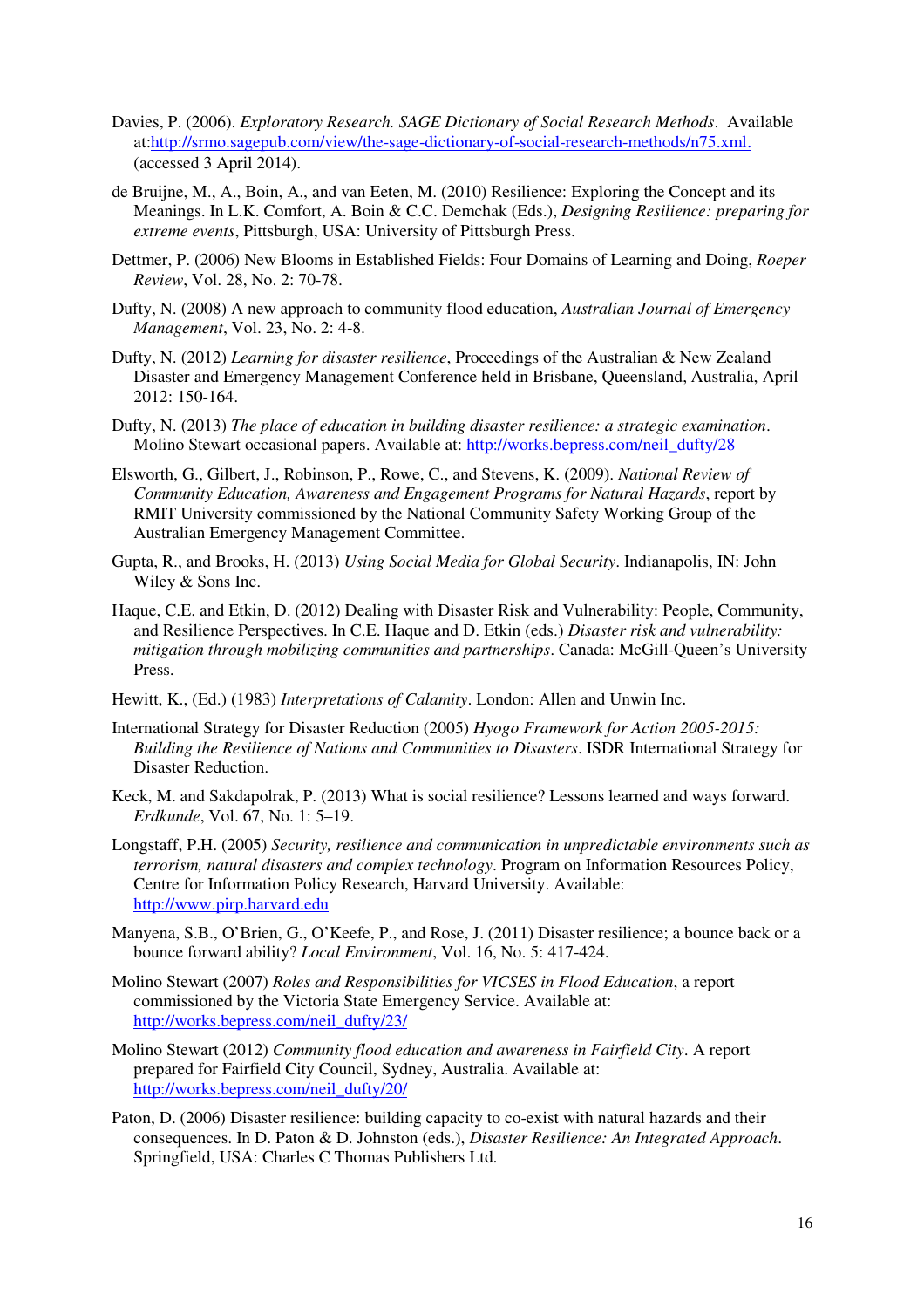Davies, P. (2006). *Exploratory Research. SAGE Dictionary of Social Research Methods*. Available at:[http://srmo.sagepub.com/view/the-sage-dictionary-of-social-research-methods/n75.xml.](http://srmo.sagepub.com/view/the-sage-dictionary-of-social-research-methods/n75.xml) (accessed 3 April 2014).

de Bruijne, M., A., Boin, A., and van Eeten, M. (2010) Resilience: Exploring the Concept and its Meanings. In L.K. Comfort, A. Boin & C.C. Demchak (Eds.), *Designing Resilience: preparing for extreme events*, Pittsburgh, USA: University of Pittsburgh Press.

Dettmer, P. (2006) New Blooms in Established Fields: Four Domains of Learning and Doing, *Roeper Review*, Vol. 28, No. 2: 70-78.

Dufty, N. (2008) A new approach to community flood education, *Australian Journal of Emergency Management*, Vol. 23, No. 2: 4-8.

Dufty, N. (2012) *Learning for disaster resilience*, Proceedings of the Australian & New Zealand Disaster and Emergency Management Conference held in Brisbane, Queensland, Australia, April 2012: 150-164.

Dufty, N. (2013) *The place of education in building disaster resilience: a strategic examination*. Molino Stewart occasional papers. Available at: [http://works.bepress.com/neil_dufty/28](http://works.bepress.com/neil_dufty/28)

Elsworth, G., Gilbert, J., Robinson, P., Rowe, C., and Stevens, K. (2009). *National Review of Community Education, Awareness and Engagement Programs for Natural Hazards*, report by RMIT University commissioned by the National Community Safety Working Group of the Australian Emergency Management Committee.

Gupta, R., and Brooks, H. (2013) *Using Social Media for Global Security*. Indianapolis, IN: John Wiley & Sons Inc.

Haque, C.E. and Etkin, D. (2012) Dealing with Disaster Risk and Vulnerability: People, Community, and Resilience Perspectives. In C.E. Haque and D. Etkin (eds.) *Disaster risk and vulnerability: mitigation through mobilizing communities and partnerships*. Canada: McGill-Queen's University Press.

Hewitt, K., (Ed.) (1983) *Interpretations of Calamity*. London: Allen and Unwin Inc.

International Strategy for Disaster Reduction (2005) *Hyogo Framework for Action 2005-2015: Building the Resilience of Nations and Communities to Disasters*. ISDR International Strategy for Disaster Reduction.

Keck, M. and Sakdapolrak, P. (2013) What is social resilience? Lessons learned and ways forward. *Erdkunde*, Vol. 67, No. 1: 5–19.

Longstaff, P.H. (2005) *Security, resilience and communication in unpredictable environments such as terrorism, natural disasters and complex technology*. Program on Information Resources Policy, Centre for Information Policy Research, Harvard University. Available: [http://www.pirp.harvard.edu](http://www.pirp.harvard.edu)

Manyena, S.B., O'Brien, G., O'Keefe, P., and Rose, J. (2011) Disaster resilience; a bounce back or a bounce forward ability? *Local Environment*, Vol. 16, No. 5: 417-424.

Molino Stewart (2007) *Roles and Responsibilities for VICSES in Flood Education*, a report commissioned by the Victoria State Emergency Service. Available at: [http://works.bepress.com/neil_dufty/23/](http://works.bepress.com/neil_dufty/23/)

Molino Stewart (2012) *Community flood education and awareness in Fairfield City*. A report prepared for Fairfield City Council, Sydney, Australia. Available at: [http://works.bepress.com/neil_dufty/20/](http://works.bepress.com/neil_dufty/20/)

Paton, D. (2006) Disaster resilience: building capacity to co-exist with natural hazards and their consequences. In D. Paton & D. Johnston (eds.), *Disaster Resilience: An Integrated Approach*. Springfield, USA: Charles C Thomas Publishers Ltd.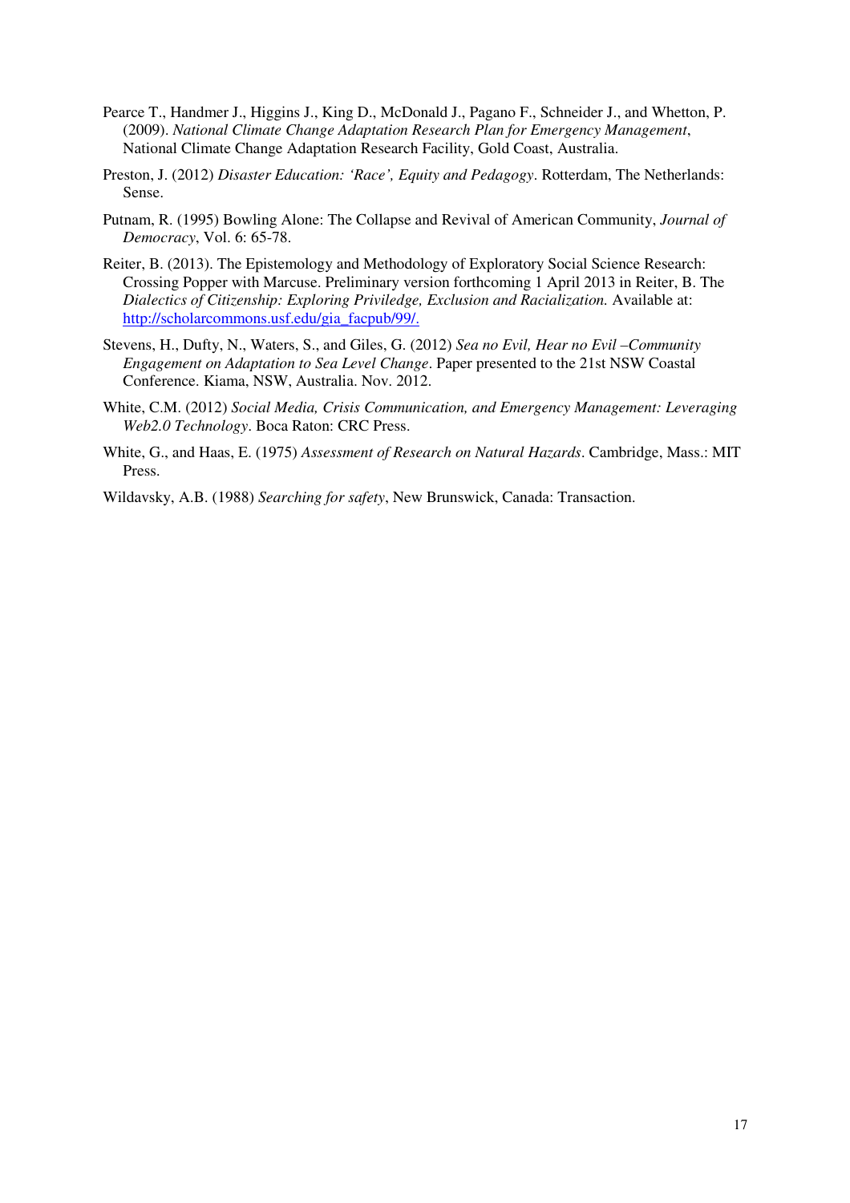Pearce T., Handmer J., Higgins J., King D., McDonald J., Pagano F., Schneider J., and Whetton, P. (2009). *National Climate Change Adaptation Research Plan for Emergency Management*, National Climate Change Adaptation Research Facility, Gold Coast, Australia.

Preston, J. (2012) *Disaster Education: 'Race', Equity and Pedagogy*. Rotterdam, The Netherlands: Sense.

Putnam, R. (1995) Bowling Alone: The Collapse and Revival of American Community, *Journal of Democracy*, Vol. 6: 65-78.

Reiter, B. (2013). The Epistemology and Methodology of Exploratory Social Science Research: Crossing Popper with Marcuse. Preliminary version forthcoming 1 April 2013 in Reiter, B. The *Dialectics of Citizenship: Exploring Priviledge, Exclusion and Racialization.* Available at: http://scholarcommons.usf.edu/gia_facpub/99/.

Stevens, H., Dufty, N., Waters, S., and Giles, G. (2012) *Sea no Evil, Hear no Evil –Community Engagement on Adaptation to Sea Level Change*. Paper presented to the 21st NSW Coastal Conference. Kiama, NSW, Australia. Nov. 2012.

White, C.M. (2012) *Social Media, Crisis Communication, and Emergency Management: Leveraging Web2.0 Technology*. Boca Raton: CRC Press.

White, G., and Haas, E. (1975) *Assessment of Research on Natural Hazards*. Cambridge, Mass.: MIT Press.

Wildavsky, A.B. (1988) *Searching for safety*, New Brunswick, Canada: Transaction.